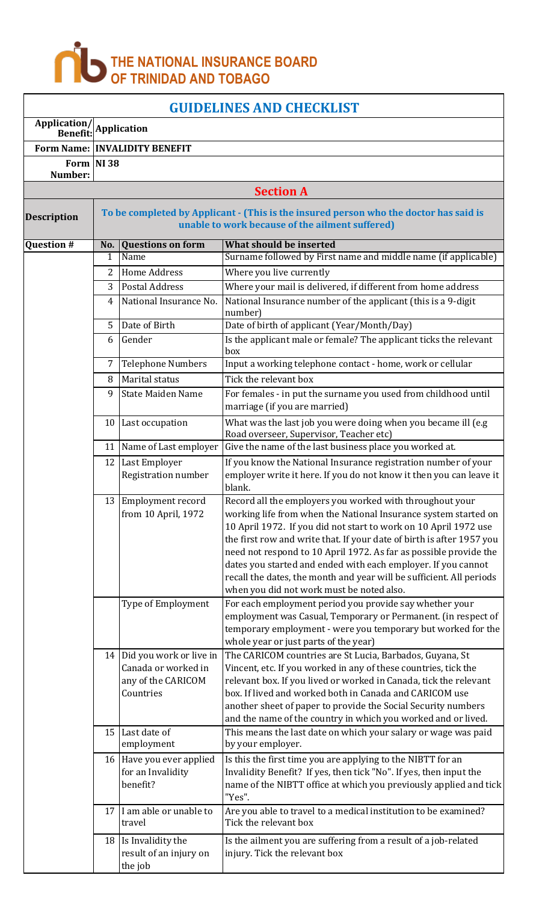# THE NATIONAL INSURANCE BOARD OF TRINIDAD AND TOBAGO

## GUIDELINES AND CHECKLIST

| | |
|---|---|
| **Application/ Benefit:** | **Application** |
| **Form Name:** | **INVALIDITY BENEFIT** |
| **Form Number:** | **NI 38** |

### Section A

**Description:** To be completed by Applicant - (This is the insured person who the doctor has said is unable to work because of the ailment suffered)

| Question # | No. | Questions on form | What should be inserted |
|---|---|---|---|
| | 1 | Name | Surname followed by First name and middle name (if applicable) |
| | 2 | Home Address | Where you live currently |
| | 3 | Postal Address | Where your mail is delivered, if different from home address |
| | 4 | National Insurance No. | National Insurance number of the applicant (this is a 9-digit number) |
| | 5 | Date of Birth | Date of birth of applicant (Year/Month/Day) |
| | 6 | Gender | Is the applicant male or female? The applicant ticks the relevant box |
| | 7 | Telephone Numbers | Input a working telephone contact - home, work or cellular |
| | 8 | Marital status | Tick the relevant box |
| | 9 | State Maiden Name | For females - in put the surname you used from childhood until marriage (if you are married) |
| | 10 | Last occupation | What was the last job you were doing when you became ill (e.g Road overseer, Supervisor, Teacher etc) |
| | 11 | Name of Last employer | Give the name of the last business place you worked at. |
| | 12 | Last Employer Registration number | If you know the National Insurance registration number of your employer write it here. If you do not know it then you can leave it blank. |
| | 13 | Employment record from 10 April, 1972 | Record all the employers you worked with throughout your working life from when the National Insurance system started on 10 April 1972. If you did not start to work on 10 April 1972 use the first row and write that. If your date of birth is after 1957 you need not respond to 10 April 1972. As far as possible provide the dates you started and ended with each employer. If you cannot recall the dates, the month and year will be sufficient. All periods when you did not work must be noted also. |
| | | Type of Employment | For each employment period you provide say whether your employment was Casual, Temporary or Permanent. (in respect of temporary employment - were you temporary but worked for the whole year or just parts of the year) |
| | 14 | Did you work or live in Canada or worked in any of the CARICOM Countries | The CARICOM countries are St Lucia, Barbados, Guyana, St Vincent, etc. If you worked in any of these countries, tick the relevant box. If you lived or worked in Canada, tick the relevant box. If lived and worked both in Canada and CARICOM use another sheet of paper to provide the Social Security numbers and the name of the country in which you worked and or lived. |
| | 15 | Last date of employment | This means the last date on which your salary or wage was paid by your employer. |
| | 16 | Have you ever applied for an Invalidity benefit? | Is this the first time you are applying to the NIBTT for an Invalidity Benefit? If yes, then tick "No". If yes, then input the name of the NIBTT office at which you previously applied and tick "Yes". |
| | 17 | I am able or unable to travel | Are you able to travel to a medical institution to be examined? Tick the relevant box |
| | 18 | Is Invalidity the result of an injury on the job | Is the ailment you are suffering from a result of a job-related injury. Tick the relevant box |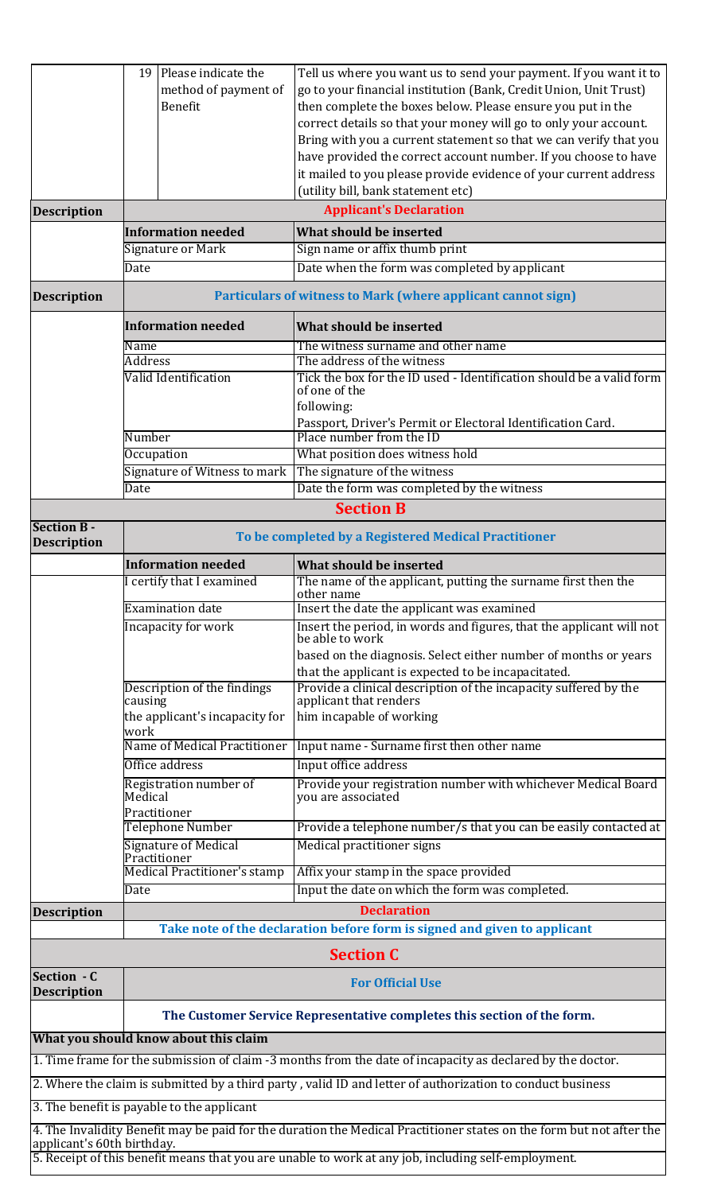| | | | |
|---|---|---|---|
| | 19 | Please indicate the method of payment of Benefit | Tell us where you want us to send your payment. If you want it to go to your financial institution (Bank, Credit Union, Unit Trust) then complete the boxes below. Please ensure you put in the correct details so that your money will go to only your account. Bring with you a current statement so that we can verify that you have provided the correct account number. If you choose to have it mailed to you please provide evidence of your current address (utility bill, bank statement etc) |

| Description | **Applicant's Declaration** | |
|---|---|---|
| | **Information needed** | **What should be inserted** |
| | Signature or Mark | Sign name or affix thumb print |
| | Date | Date when the form was completed by applicant |

| Description | **Particulars of witness to Mark (where applicant cannot sign)** | |
|---|---|---|
| | **Information needed** | **What should be inserted** |
| | Name | The witness surname and other name |
| | Address | The address of the witness |
| | Valid Identification | Tick the box for the ID used - Identification should be a valid form of one of the following: Passport, Driver's Permit or Electoral Identification Card. |
| | Number | Place number from the ID |
| | Occupation | What position does witness hold |
| | Signature of Witness to mark | The signature of the witness |
| | Date | Date the form was completed by the witness |

## Section B

| Section B - Description | **To be completed by a Registered Medical Practitioner** | |
|---|---|---|
| | **Information needed** | **What should be inserted** |
| | I certify that I examined | The name of the applicant, putting the surname first then the other name |
| | Examination date | Insert the date the applicant was examined |
| | Incapacity for work | Insert the period, in words and figures, that the applicant will not be able to work based on the diagnosis. Select either number of months or years that the applicant is expected to be incapacitated. |
| | Description of the findings causing the applicant's incapacity for work | Provide a clinical description of the incapacity suffered by the applicant that renders him incapable of working |
| | Name of Medical Practitioner | Input name - Surname first then other name |
| | Office address | Input office address |
| | Registration number of Medical Practitioner | Provide your registration number with whichever Medical Board you are associated |
| | Telephone Number | Provide a telephone number/s that you can be easily contacted at |
| | Signature of Medical Practitioner | Medical practitioner signs |
| | Medical Practitioner's stamp | Affix your stamp in the space provided |
| | Date | Input the date on which the form was completed. |

| Description | **Declaration** |
|---|---|
| | **Take note of the declaration before form is signed and given to applicant** |

## Section C

| Section - C Description | **For Official Use** |
|---|---|
| | **The Customer Service Representative completes this section of the form.** |

**What you should know about this claim**

1. Time frame for the submission of claim -3 months from the date of incapacity as declared by the doctor.
2. Where the claim is submitted by a third party , valid ID and letter of authorization to conduct business
3. The benefit is payable to the applicant
4. The Invalidity Benefit may be paid for the duration the Medical Practitioner states on the form but not after the applicant's 60th birthday.
5. Receipt of this benefit means that you are unable to work at any job, including self-employment.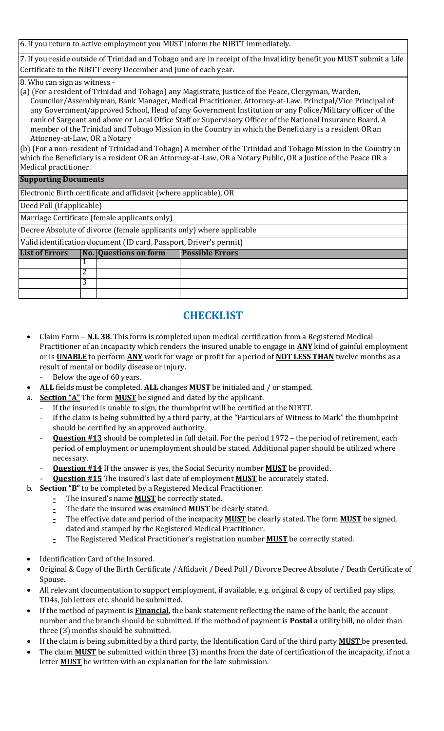| |
|---|
| 6. If you return to active employment you MUST inform the NIBTT immediately. |
| 7. If you reside outside of Trinidad and Tobago and are in receipt of the Invalidity benefit you MUST submit a Life Certificate to the NIBTT every December and June of each year. |
| 8. Who can sign as witness - (a) (For a resident of Trinidad and Tobago) any Magistrate, Justice of the Peace, Clergyman, Warden, Councilor/Assemblyman, Bank Manager, Medical Practitioner, Attorney-at-Law, Principal/Vice Principal of any Government/approved School, Head of any Government Institution or any Police/Military officer of the rank of Sargeant and above or Local Office Staff or Supervisory Officer of the National Insurance Board. A member of the Trinidad and Tobago Mission in the Country in which the Beneficiary is a resident OR an Attorney-at-Law, OR a Notary |
| (b) (For a non-resident of Trinidad and Tobago) A member of the Trinidad and Tobago Mission in the Country in which the Beneficiary is a resident OR an Attorney-at-Law, OR a Notary Public, OR a Justice of the Peace OR a Medical practitioner. |

| **Supporting Documents** |
|---|
| Electronic Birth certificate and affidavit (where applicable), OR |
| Deed Poll (if applicable) |
| Marriage Certificate (female applicants only) |
| Decree Absolute of divorce (female applicants only) where applicable |
| Valid identification document (ID card, Passport, Driver's permit) |

| **List of Errors** | **No.** | **Questions on form** | **Possible Errors** |
|---|---|---|---|
| | 1 | | |
| | 2 | | |
| | 3 | | |
| | | | |

## CHECKLIST

- Claim Form – **N.I. 38**. This form is completed upon medical certification from a Registered Medical Practitioner of an incapacity which renders the insured unable to engage in **ANY** kind of gainful employment or is **UNABLE** to perform **ANY** work for wage or profit for a period of **NOT LESS THAN** twelve months as a result of mental or bodily disease or injury.
  - Below the age of 60 years.
- **ALL** fields must be completed. **ALL** changes **MUST** be initialed and / or stamped.

a. **Section "A"** The form **MUST** be signed and dated by the applicant.
  - If the insured is unable to sign, the thumbprint will be certified at the NIBTT.
  - If the claim is being submitted by a third party, at the "Particulars of Witness to Mark" the thumbprint should be certified by an approved authority.
  - **Question #13** should be completed in full detail. For the period 1972 – the period of retirement, each period of employment or unemployment should be stated. Additional paper should be utilized where necessary.
  - **Question #14** If the answer is yes, the Social Security number **MUST** be provided.
  - **Question #15** The insured's last date of employment **MUST** be accurately stated.

b. **Section "B"** to be completed by a Registered Medical Practitioner.
  - The insured's name **MUST** be correctly stated.
  - The date the insured was examined **MUST** be clearly stated.
  - The effective date and period of the incapacity **MUST** be clearly stated. The form **MUST** be signed, dated and stamped by the Registered Medical Practitioner.
  - The Registered Medical Practitioner's registration number **MUST** be correctly stated.

- Identification Card of the Insured.
- Original & Copy of the Birth Certificate / Affidavit / Deed Poll / Divorce Decree Absolute / Death Certificate of Spouse.
- All relevant documentation to support employment, if available, e.g. original & copy of certified pay slips, TD4s, Job letters etc. should be submitted.
- If the method of payment is **Financial**, the bank statement reflecting the name of the bank, the account number and the branch should be submitted. If the method of payment is **Postal** a utility bill, no older than three (3) months should be submitted.
- If the claim is being submitted by a third party, the Identification Card of the third party **MUST** be presented.
- The claim **MUST** be submitted within three (3) months from the date of certification of the incapacity, if not a letter **MUST** be written with an explanation for the late submission.